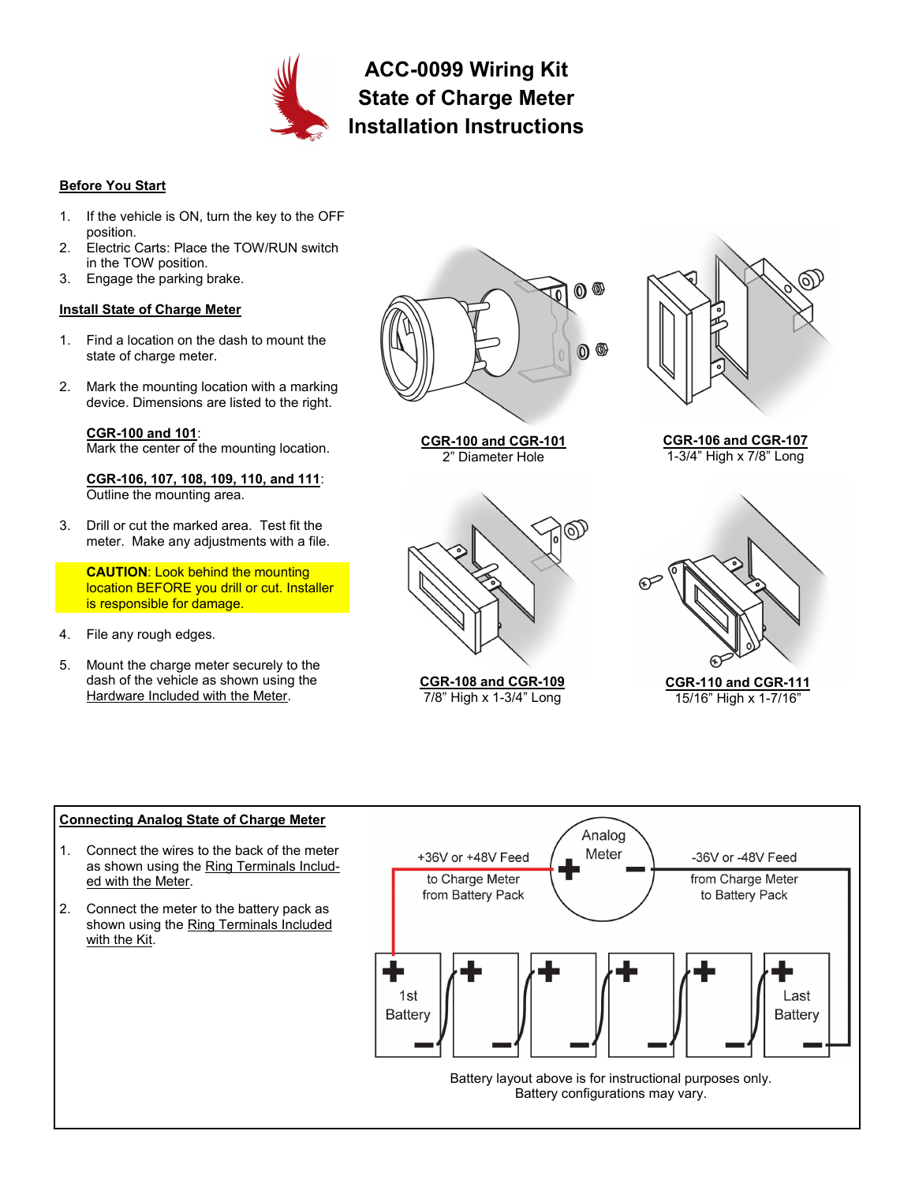# ACC-0099 Wiring Kit
# State of Charge Meter
# Installation Instructions

## Before You Start

1. If the vehicle is ON, turn the key to the OFF position.
2. Electric Carts: Place the TOW/RUN switch in the TOW position.
3. Engage the parking brake.

## Install State of Charge Meter

1. Find a location on the dash to mount the state of charge meter.
2. Mark the mounting location with a marking device. Dimensions are listed to the right.

   **CGR-100 and 101**:
   Mark the center of the mounting location.

   **CGR-106, 107, 108, 109, 110, and 111**:
   Outline the mounting area.

3. Drill or cut the marked area. Test fit the meter. Make any adjustments with a file.

   **CAUTION**: Look behind the mounting location BEFORE you drill or cut. Installer is responsible for damage.

4. File any rough edges.
5. Mount the charge meter securely to the dash of the vehicle as shown using the Hardware Included with the Meter.

**CGR-100 and CGR-101**
2" Diameter Hole

**CGR-106 and CGR-107**
1-3/4" High x 7/8" Long

**CGR-108 and CGR-109**
7/8" High x 1-3/4" Long

**CGR-110 and CGR-111**
15/16" High x 1-7/16"

## Connecting Analog State of Charge Meter

1. Connect the wires to the back of the meter as shown using the Ring Terminals Included with the Meter.
2. Connect the meter to the battery pack as shown using the Ring Terminals Included with the Kit.

Analog Meter

+36V or +48V Feed to Charge Meter from Battery Pack

-36V or -48V Feed from Charge Meter to Battery Pack

1st Battery

Last Battery

Battery layout above is for instructional purposes only.
Battery configurations may vary.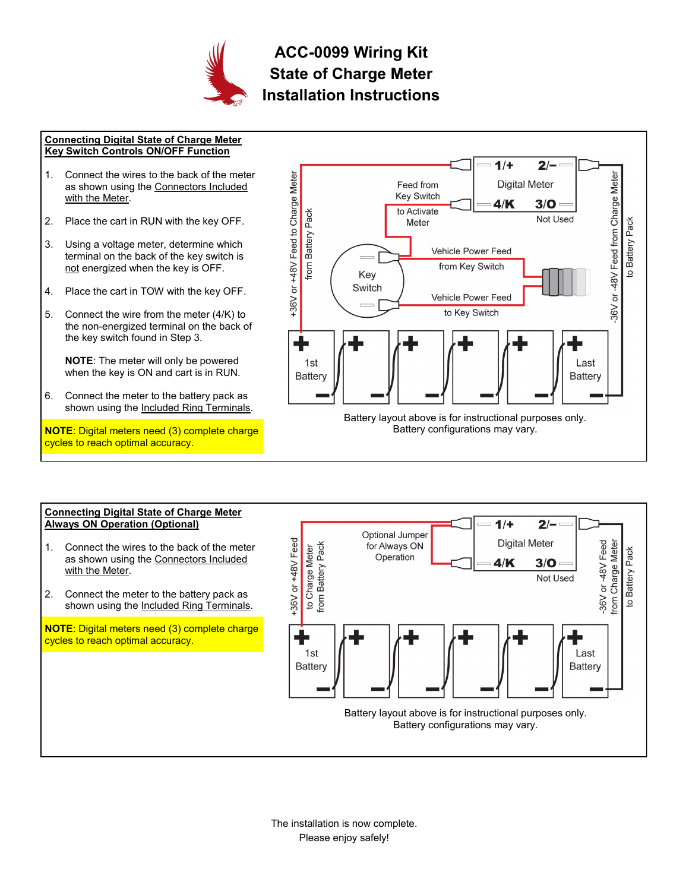# ACC-0099 Wiring Kit
# State of Charge Meter
# Installation Instructions

**Connecting Digital State of Charge Meter**
**Key Switch Controls ON/OFF Function**

1. Connect the wires to the back of the meter as shown using the Connectors Included with the Meter.

2. Place the cart in RUN with the key OFF.

3. Using a voltage meter, determine which terminal on the back of the key switch is not energized when the key is OFF.

4. Place the cart in TOW with the key OFF.

5. Connect the wire from the meter (4/K) to the non-energized terminal on the back of the key switch found in Step 3.

   **NOTE**: The meter will only be powered when the key is ON and cart is in RUN.

6. Connect the meter to the battery pack as shown using the Included Ring Terminals.

**NOTE**: Digital meters need (3) complete charge cycles to reach optimal accuracy.

1/+
2/–
Digital Meter
4/K
3/O
Not Used
Feed from Key Switch to Activate Meter
Vehicle Power Feed from Key Switch
Vehicle Power Feed to Key Switch
Key Switch
+36V or +48V Feed to Charge Meter from Battery Pack
-36V or -48V Feed from Charge Meter to Battery Pack
1st Battery
Last Battery

Battery layout above is for instructional purposes only.
Battery configurations may vary.

**Connecting Digital State of Charge Meter**
**Always ON Operation (Optional)**

1. Connect the wires to the back of the meter as shown using the Connectors Included with the Meter.

2. Connect the meter to the battery pack as shown using the Included Ring Terminals.

**NOTE**: Digital meters need (3) complete charge cycles to reach optimal accuracy.

1/+
2/–
Digital Meter
4/K
3/O
Not Used
Optional Jumper for Always ON Operation
+36V or +48V Feed to Charge Meter from Battery Pack
-36V or -48V Feed from Charge Meter to Battery Pack
1st Battery
Last Battery

Battery layout above is for instructional purposes only.
Battery configurations may vary.

The installation is now complete.
Please enjoy safely!